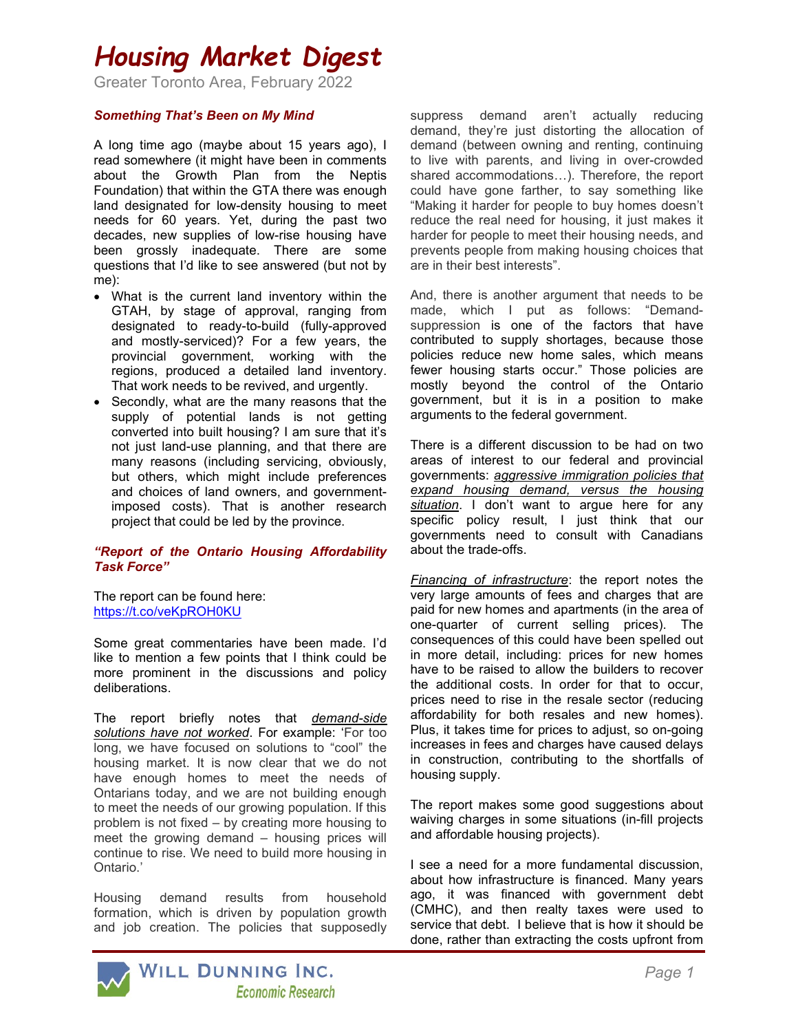# Housing Market Digest

Greater Toronto Area, February 2022

### *Something That's Been on My Mind*

A long time ago (maybe about 15 years ago), I read somewhere (it might have been in comments about the Growth Plan from the Neptis Foundation) that within the GTA there was enough land designated for low-density housing to meet needs for 60 years. Yet, during the past two decades, new supplies of low-rise housing have been grossly inadequate. There are some questions that I'd like to see answered (but not by me):

- What is the current land inventory within the GTAH, by stage of approval, ranging from designated to ready-to-build (fully-approved and mostly-serviced)? For a few years, the provincial government, working with the regions, produced a detailed land inventory. That work needs to be revived, and urgently.
- Secondly, what are the many reasons that the supply of potential lands is not getting converted into built housing? I am sure that it's not just land-use planning, and that there are many reasons (including servicing, obviously, but others, which might include preferences and choices of land owners, and government-imposed costs). That is another research project that could be led by the province.

### *"Report of the Ontario Housing Affordability Task Force"*

The report can be found here:
https://t.co/veKpROH0KU

Some great commentaries have been made. I'd like to mention a few points that I think could be more prominent in the discussions and policy deliberations.

The report briefly notes that *demand-side solutions have not worked*. For example: 'For too long, we have focused on solutions to "cool" the housing market. It is now clear that we do not have enough homes to meet the needs of Ontarians today, and we are not building enough to meet the needs of our growing population. If this problem is not fixed – by creating more housing to meet the growing demand – housing prices will continue to rise. We need to build more housing in Ontario.'

Housing demand results from household formation, which is driven by population growth and job creation. The policies that supposedly suppress demand aren't actually reducing demand, they're just distorting the allocation of demand (between owning and renting, continuing to live with parents, and living in over-crowded shared accommodations…). Therefore, the report could have gone farther, to say something like "Making it harder for people to buy homes doesn't reduce the real need for housing, it just makes it harder for people to meet their housing needs, and prevents people from making housing choices that are in their best interests".

And, there is another argument that needs to be made, which I put as follows: "Demand-suppression is one of the factors that have contributed to supply shortages, because those policies reduce new home sales, which means fewer housing starts occur." Those policies are mostly beyond the control of the Ontario government, but it is in a position to make arguments to the federal government.

There is a different discussion to be had on two areas of interest to our federal and provincial governments: *aggressive immigration policies that expand housing demand, versus the housing situation*. I don't want to argue here for any specific policy result, I just think that our governments need to consult with Canadians about the trade-offs.

*Financing of infrastructure*: the report notes the very large amounts of fees and charges that are paid for new homes and apartments (in the area of one-quarter of current selling prices). The consequences of this could have been spelled out in more detail, including: prices for new homes have to be raised to allow the builders to recover the additional costs. In order for that to occur, prices need to rise in the resale sector (reducing affordability for both resales and new homes). Plus, it takes time for prices to adjust, so on-going increases in fees and charges have caused delays in construction, contributing to the shortfalls of housing supply.

The report makes some good suggestions about waiving charges in some situations (in-fill projects and affordable housing projects).

I see a need for a more fundamental discussion, about how infrastructure is financed. Many years ago, it was financed with government debt (CMHC), and then realty taxes were used to service that debt. I believe that is how it should be done, rather than extracting the costs upfront from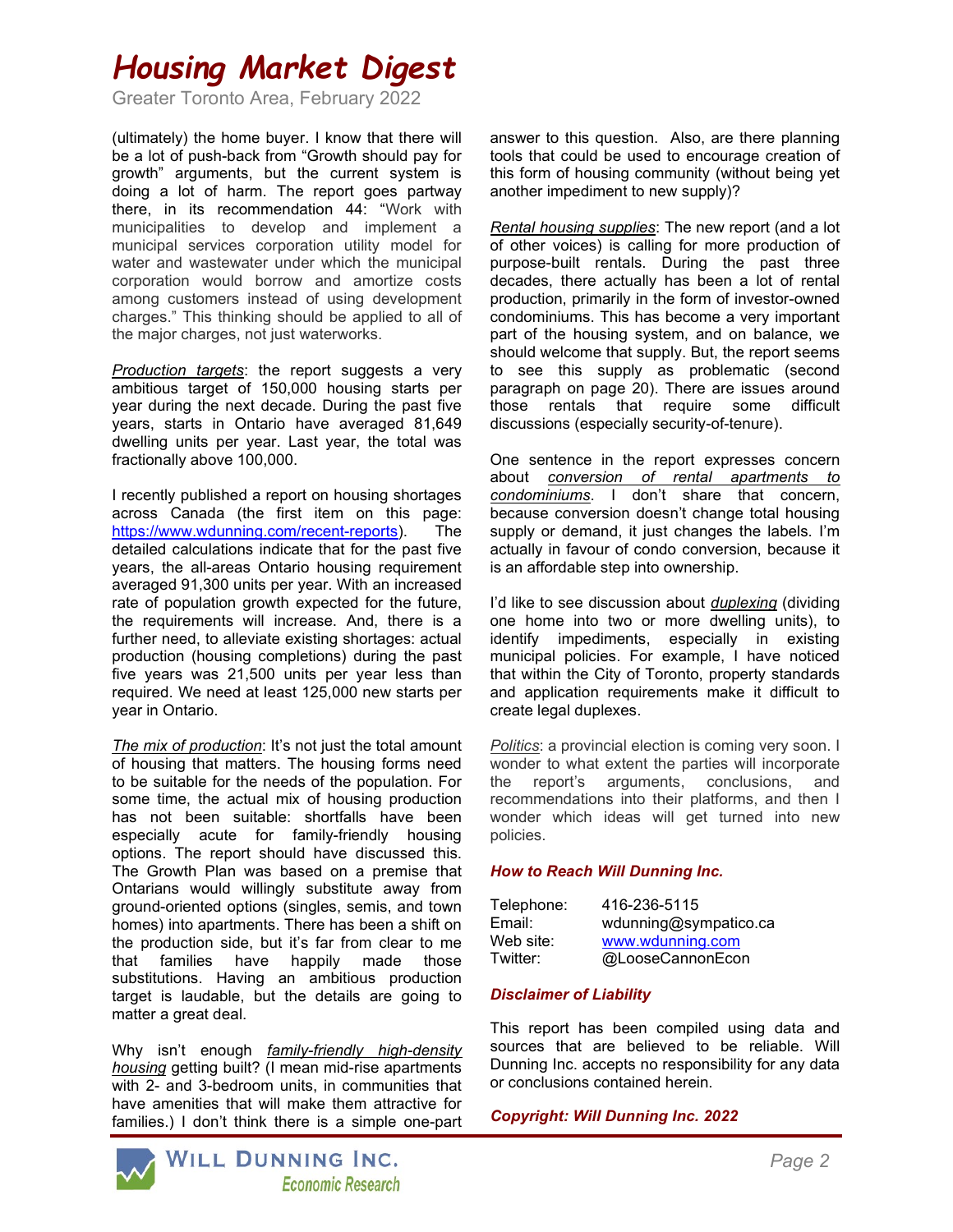(ultimately) the home buyer. I know that there will be a lot of push-back from "Growth should pay for growth" arguments, but the current system is doing a lot of harm. The report goes partway there, in its recommendation 44: "Work with municipalities to develop and implement a municipal services corporation utility model for water and wastewater under which the municipal corporation would borrow and amortize costs among customers instead of using development charges." This thinking should be applied to all of the major charges, not just waterworks.

*Production targets*: the report suggests a very ambitious target of 150,000 housing starts per year during the next decade. During the past five years, starts in Ontario have averaged 81,649 dwelling units per year. Last year, the total was fractionally above 100,000.

I recently published a report on housing shortages across Canada (the first item on this page: https://www.wdunning.com/recent-reports). The detailed calculations indicate that for the past five years, the all-areas Ontario housing requirement averaged 91,300 units per year. With an increased rate of population growth expected for the future, the requirements will increase. And, there is a further need, to alleviate existing shortages: actual production (housing completions) during the past five years was 21,500 units per year less than required. We need at least 125,000 new starts per year in Ontario.

*The mix of production*: It's not just the total amount of housing that matters. The housing forms need to be suitable for the needs of the population. For some time, the actual mix of housing production has not been suitable: shortfalls have been especially acute for family-friendly housing options. The report should have discussed this. The Growth Plan was based on a premise that Ontarians would willingly substitute away from ground-oriented options (singles, semis, and town homes) into apartments. There has been a shift on the production side, but it's far from clear to me that families have happily made those substitutions. Having an ambitious production target is laudable, but the details are going to matter a great deal.

Why isn't enough *family-friendly high-density housing* getting built? (I mean mid-rise apartments with 2- and 3-bedroom units, in communities that have amenities that will make them attractive for families.) I don't think there is a simple one-part answer to this question. Also, are there planning tools that could be used to encourage creation of this form of housing community (without being yet another impediment to new supply)?

*Rental housing supplies*: The new report (and a lot of other voices) is calling for more production of purpose-built rentals. During the past three decades, there actually has been a lot of rental production, primarily in the form of investor-owned condominiums. This has become a very important part of the housing system, and on balance, we should welcome that supply. But, the report seems to see this supply as problematic (second paragraph on page 20). There are issues around those rentals that require some difficult discussions (especially security-of-tenure).

One sentence in the report expresses concern about *conversion of rental apartments to condominiums*. I don't share that concern, because conversion doesn't change total housing supply or demand, it just changes the labels. I'm actually in favour of condo conversion, because it is an affordable step into ownership.

I'd like to see discussion about *duplexing* (dividing one home into two or more dwelling units), to identify impediments, especially in existing municipal policies. For example, I have noticed that within the City of Toronto, property standards and application requirements make it difficult to create legal duplexes.

*Politics*: a provincial election is coming very soon. I wonder to what extent the parties will incorporate the report's arguments, conclusions, and recommendations into their platforms, and then I wonder which ideas will get turned into new policies.

### *How to Reach Will Dunning Inc.*

| | |
|---|---|
| Telephone: | 416-236-5115 |
| Email: | wdunning@sympatico.ca |
| Web site: | www.wdunning.com |
| Twitter: | @LooseCannonEcon |

### *Disclaimer of Liability*

This report has been compiled using data and sources that are believed to be reliable. Will Dunning Inc. accepts no responsibility for any data or conclusions contained herein.

### *Copyright: Will Dunning Inc. 2022*